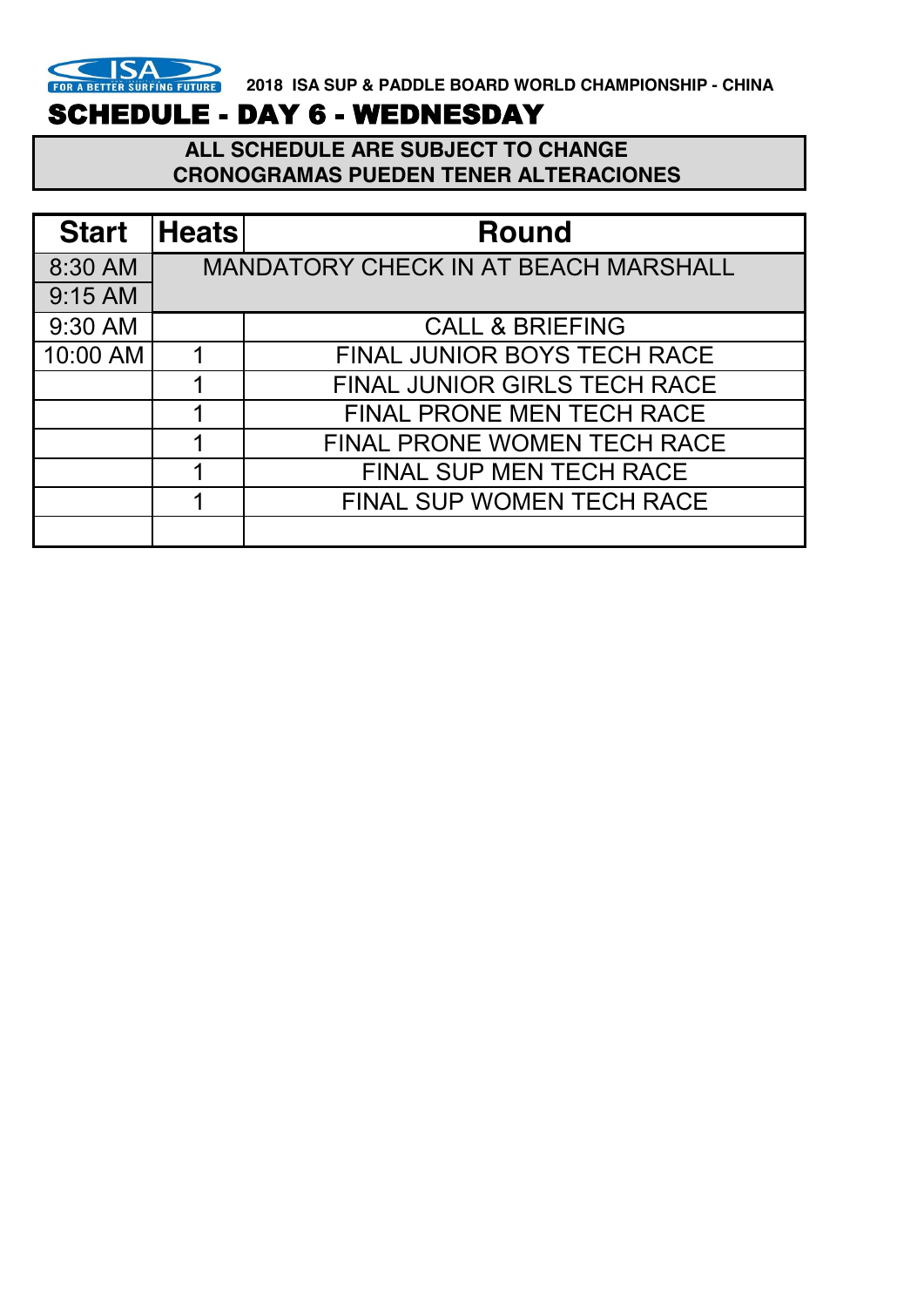ISA FOR A BETTER SURFING FUTURE

2018 ISA SUP & PADDLE BOARD WORLD CHAMPIONSHIP - CHINA

# SCHEDULE - DAY 6 - WEDNESDAY

**ALL SCHEDULE ARE SUBJECT TO CHANGE**
**CRONOGRAMAS PUEDEN TENER ALTERACIONES**

| Start | Heats | Round |
|---|---|---|
| 8:30 AM | MANDATORY CHECK IN AT BEACH MARSHALL | |
| 9:15 AM | | |
| 9:30 AM | | CALL & BRIEFING |
| 10:00 AM | 1 | FINAL JUNIOR BOYS TECH RACE |
| | 1 | FINAL JUNIOR GIRLS TECH RACE |
| | 1 | FINAL PRONE MEN TECH RACE |
| | 1 | FINAL PRONE WOMEN TECH RACE |
| | 1 | FINAL SUP MEN TECH RACE |
| | 1 | FINAL SUP WOMEN TECH RACE |
| | | |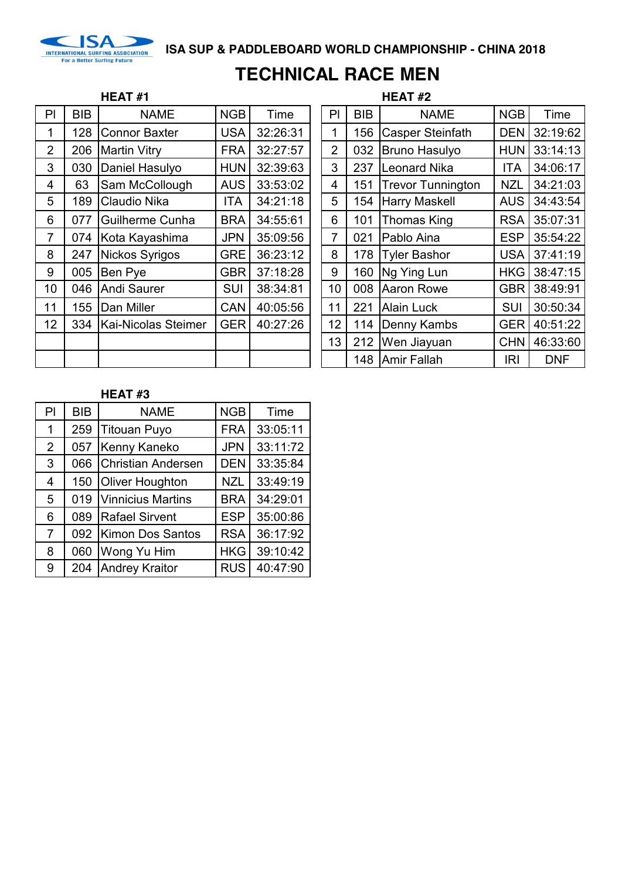ISA SUP & PADDLEBOARD WORLD CHAMPIONSHIP - CHINA 2018

# TECHNICAL RACE MEN

### HEAT #1

| Pl | BIB | NAME | NGB | Time |
|---|---|---|---|---|
| 1 | 128 | Connor Baxter | USA | 32:26:31 |
| 2 | 206 | Martin Vitry | FRA | 32:27:57 |
| 3 | 030 | Daniel Hasulyo | HUN | 32:39:63 |
| 4 | 63 | Sam McCollough | AUS | 33:53:02 |
| 5 | 189 | Claudio Nika | ITA | 34:21:18 |
| 6 | 077 | Guilherme Cunha | BRA | 34:55:61 |
| 7 | 074 | Kota Kayashima | JPN | 35:09:56 |
| 8 | 247 | Nickos Syrigos | GRE | 36:23:12 |
| 9 | 005 | Ben Pye | GBR | 37:18:28 |
| 10 | 046 | Andi Saurer | SUI | 38:34:81 |
| 11 | 155 | Dan Miller | CAN | 40:05:56 |
| 12 | 334 | Kai-Nicolas Steimer | GER | 40:27:26 |

### HEAT #2

| Pl | BIB | NAME | NGB | Time |
|---|---|---|---|---|
| 1 | 156 | Casper Steinfath | DEN | 32:19:62 |
| 2 | 032 | Bruno Hasulyo | HUN | 33:14:13 |
| 3 | 237 | Leonard Nika | ITA | 34:06:17 |
| 4 | 151 | Trevor Tunnington | NZL | 34:21:03 |
| 5 | 154 | Harry Maskell | AUS | 34:43:54 |
| 6 | 101 | Thomas King | RSA | 35:07:31 |
| 7 | 021 | Pablo Aina | ESP | 35:54:22 |
| 8 | 178 | Tyler Bashor | USA | 37:41:19 |
| 9 | 160 | Ng Ying Lun | HKG | 38:47:15 |
| 10 | 008 | Aaron Rowe | GBR | 38:49:91 |
| 11 | 221 | Alain Luck | SUI | 30:50:34 |
| 12 | 114 | Denny Kambs | GER | 40:51:22 |
| 13 | 212 | Wen Jiayuan | CHN | 46:33:60 |
| | 148 | Amir Fallah | IRI | DNF |

### HEAT #3

| Pl | BIB | NAME | NGB | Time |
|---|---|---|---|---|
| 1 | 259 | Titouan Puyo | FRA | 33:05:11 |
| 2 | 057 | Kenny Kaneko | JPN | 33:11:72 |
| 3 | 066 | Christian Andersen | DEN | 33:35:84 |
| 4 | 150 | Oliver Houghton | NZL | 33:49:19 |
| 5 | 019 | Vinnicius Martins | BRA | 34:29:01 |
| 6 | 089 | Rafael Sirvent | ESP | 35:00:86 |
| 7 | 092 | Kimon Dos Santos | RSA | 36:17:92 |
| 8 | 060 | Wong Yu Him | HKG | 39:10:42 |
| 9 | 204 | Andrey Kraitor | RUS | 40:47:90 |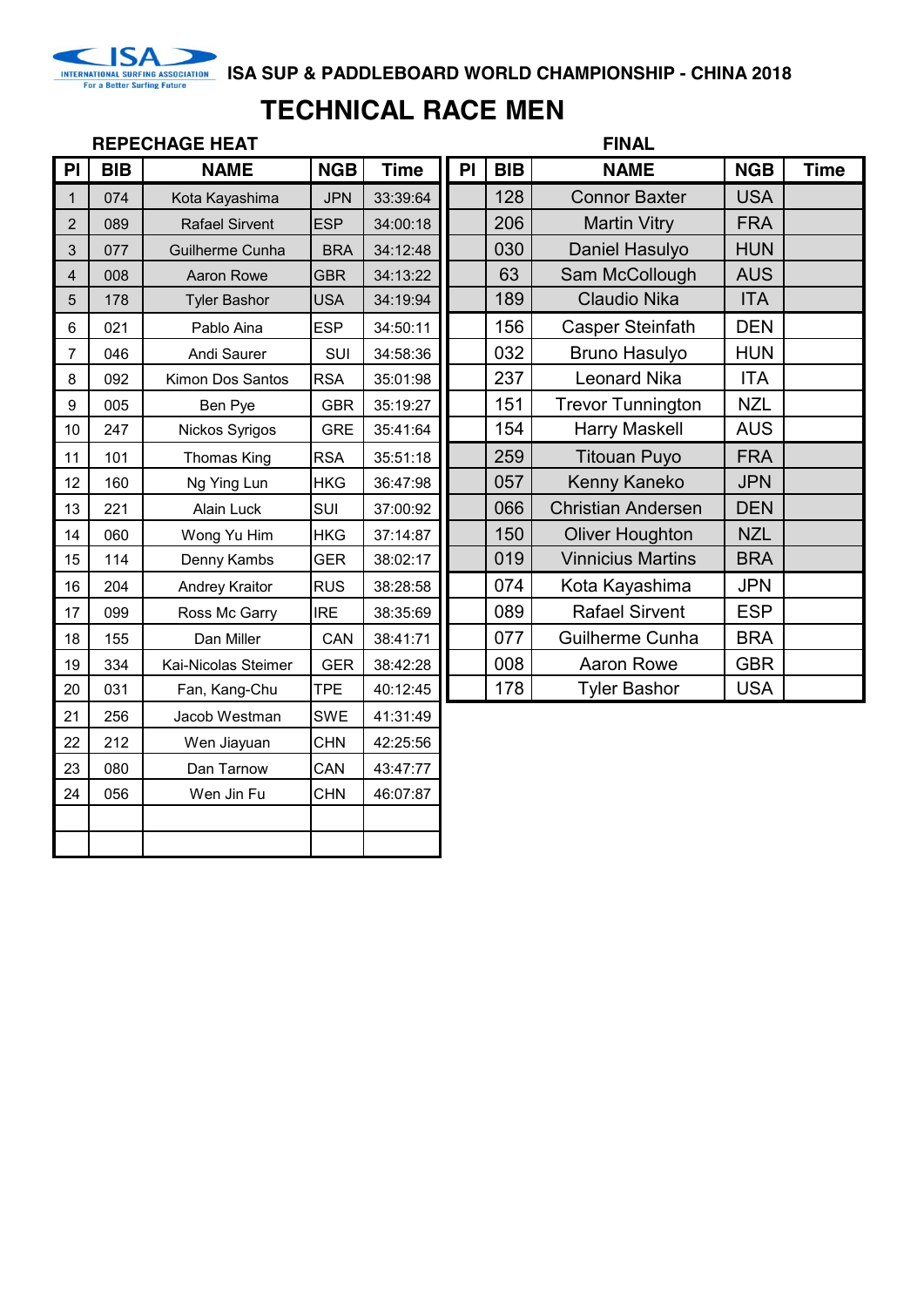ISA SUP & PADDLEBOARD WORLD CHAMPIONSHIP - CHINA 2018

# TECHNICAL RACE MEN

## REPECHAGE HEAT

| Pl | BIB | NAME | NGB | Time |
|---|---|---|---|---|
| 1 | 074 | Kota Kayashima | JPN | 33:39:64 |
| 2 | 089 | Rafael Sirvent | ESP | 34:00:18 |
| 3 | 077 | Guilherme Cunha | BRA | 34:12:48 |
| 4 | 008 | Aaron Rowe | GBR | 34:13:22 |
| 5 | 178 | Tyler Bashor | USA | 34:19:94 |
| 6 | 021 | Pablo Aina | ESP | 34:50:11 |
| 7 | 046 | Andi Saurer | SUI | 34:58:36 |
| 8 | 092 | Kimon Dos Santos | RSA | 35:01:98 |
| 9 | 005 | Ben Pye | GBR | 35:19:27 |
| 10 | 247 | Nickos Syrigos | GRE | 35:41:64 |
| 11 | 101 | Thomas King | RSA | 35:51:18 |
| 12 | 160 | Ng Ying Lun | HKG | 36:47:98 |
| 13 | 221 | Alain Luck | SUI | 37:00:92 |
| 14 | 060 | Wong Yu Him | HKG | 37:14:87 |
| 15 | 114 | Denny Kambs | GER | 38:02:17 |
| 16 | 204 | Andrey Kraitor | RUS | 38:28:58 |
| 17 | 099 | Ross Mc Garry | IRE | 38:35:69 |
| 18 | 155 | Dan Miller | CAN | 38:41:71 |
| 19 | 334 | Kai-Nicolas Steimer | GER | 38:42:28 |
| 20 | 031 | Fan, Kang-Chu | TPE | 40:12:45 |
| 21 | 256 | Jacob Westman | SWE | 41:31:49 |
| 22 | 212 | Wen Jiayuan | CHN | 42:25:56 |
| 23 | 080 | Dan Tarnow | CAN | 43:47:77 |
| 24 | 056 | Wen Jin Fu | CHN | 46:07:87 |
| | | | | |
| | | | | |

## FINAL

| Pl | BIB | NAME | NGB | Time |
|---|---|---|---|---|
| | 128 | Connor Baxter | USA | |
| | 206 | Martin Vitry | FRA | |
| | 030 | Daniel Hasulyo | HUN | |
| | 63 | Sam McCollough | AUS | |
| | 189 | Claudio Nika | ITA | |
| | 156 | Casper Steinfath | DEN | |
| | 032 | Bruno Hasulyo | HUN | |
| | 237 | Leonard Nika | ITA | |
| | 151 | Trevor Tunnington | NZL | |
| | 154 | Harry Maskell | AUS | |
| | 259 | Titouan Puyo | FRA | |
| | 057 | Kenny Kaneko | JPN | |
| | 066 | Christian Andersen | DEN | |
| | 150 | Oliver Houghton | NZL | |
| | 019 | Vinnicius Martins | BRA | |
| | 074 | Kota Kayashima | JPN | |
| | 089 | Rafael Sirvent | ESP | |
| | 077 | Guilherme Cunha | BRA | |
| | 008 | Aaron Rowe | GBR | |
| | 178 | Tyler Bashor | USA | |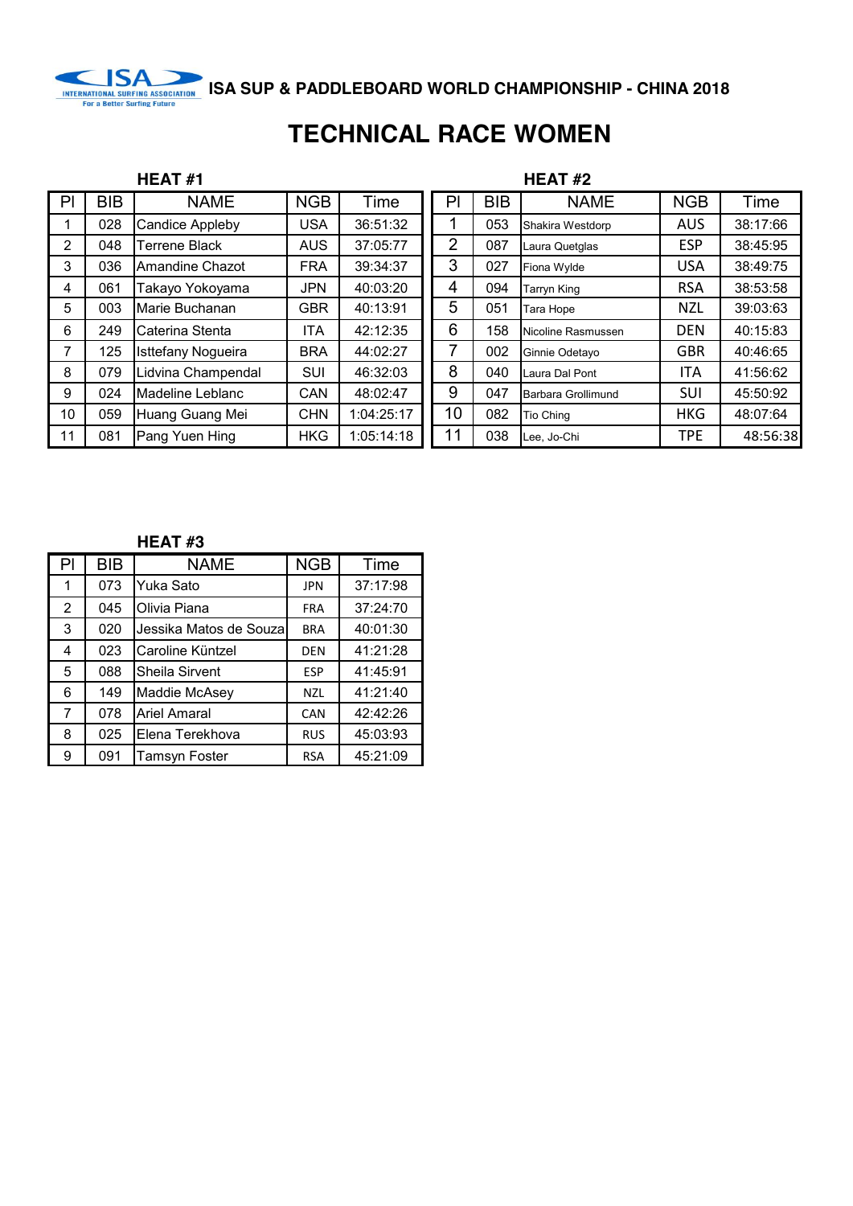ISA SUP & PADDLEBOARD WORLD CHAMPIONSHIP - CHINA 2018

# TECHNICAL RACE WOMEN

### HEAT #1

| Pl | BIB | NAME | NGB | Time |
|---|---|---|---|---|
| 1 | 028 | Candice Appleby | USA | 36:51:32 |
| 2 | 048 | Terrene Black | AUS | 37:05:77 |
| 3 | 036 | Amandine Chazot | FRA | 39:34:37 |
| 4 | 061 | Takayo Yokoyama | JPN | 40:03:20 |
| 5 | 003 | Marie Buchanan | GBR | 40:13:91 |
| 6 | 249 | Caterina Stenta | ITA | 42:12:35 |
| 7 | 125 | Isttefany Nogueira | BRA | 44:02:27 |
| 8 | 079 | Lidvina Champendal | SUI | 46:32:03 |
| 9 | 024 | Madeline Leblanc | CAN | 48:02:47 |
| 10 | 059 | Huang Guang Mei | CHN | 1:04:25:17 |
| 11 | 081 | Pang Yuen Hing | HKG | 1:05:14:18 |

### HEAT #2

| Pl | BIB | NAME | NGB | Time |
|---|---|---|---|---|
| 1 | 053 | Shakira Westdorp | AUS | 38:17:66 |
| 2 | 087 | Laura Quetglas | ESP | 38:45:95 |
| 3 | 027 | Fiona Wylde | USA | 38:49:75 |
| 4 | 094 | Tarryn King | RSA | 38:53:58 |
| 5 | 051 | Tara Hope | NZL | 39:03:63 |
| 6 | 158 | Nicoline Rasmussen | DEN | 40:15:83 |
| 7 | 002 | Ginnie Odetayo | GBR | 40:46:65 |
| 8 | 040 | Laura Dal Pont | ITA | 41:56:62 |
| 9 | 047 | Barbara Grollimund | SUI | 45:50:92 |
| 10 | 082 | Tio Ching | HKG | 48:07:64 |
| 11 | 038 | Lee, Jo-Chi | TPE | 48:56:38 |

### HEAT #3

| Pl | BIB | NAME | NGB | Time |
|---|---|---|---|---|
| 1 | 073 | Yuka Sato | JPN | 37:17:98 |
| 2 | 045 | Olivia Piana | FRA | 37:24:70 |
| 3 | 020 | Jessika Matos de Souza | BRA | 40:01:30 |
| 4 | 023 | Caroline Küntzel | DEN | 41:21:28 |
| 5 | 088 | Sheila Sirvent | ESP | 41:45:91 |
| 6 | 149 | Maddie McAsey | NZL | 41:21:40 |
| 7 | 078 | Ariel Amaral | CAN | 42:42:26 |
| 8 | 025 | Elena Terekhova | RUS | 45:03:93 |
| 9 | 091 | Tamsyn Foster | RSA | 45:21:09 |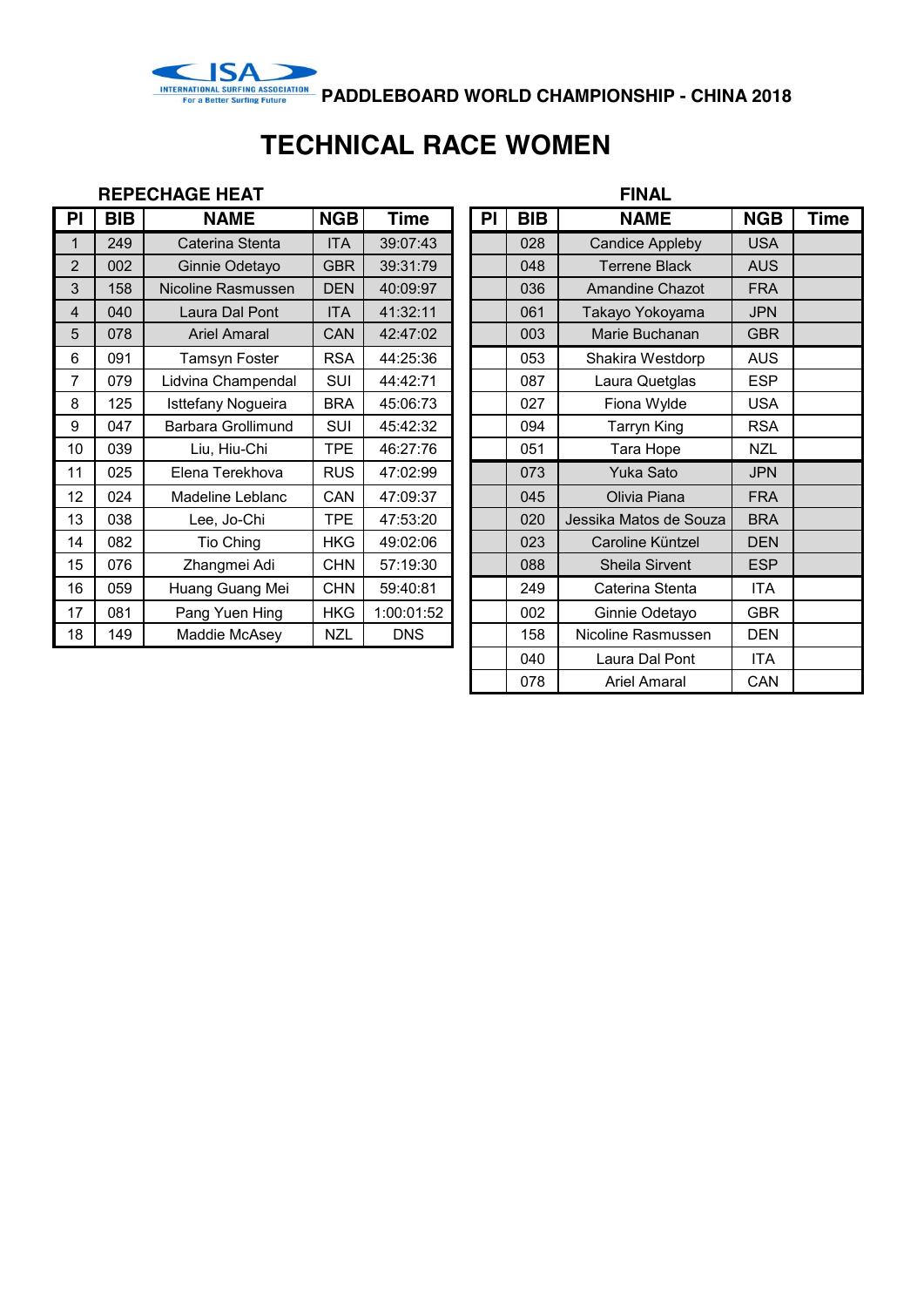INTERNATIONAL SURFING ASSOCIATION
For a Better Surfing Future

**PADDLEBOARD WORLD CHAMPIONSHIP - CHINA 2018**

# TECHNICAL RACE WOMEN

### REPECHAGE HEAT

| Pl | BIB | NAME | NGB | Time |
|---|---|---|---|---|
| 1 | 249 | Caterina Stenta | ITA | 39:07:43 |
| 2 | 002 | Ginnie Odetayo | GBR | 39:31:79 |
| 3 | 158 | Nicoline Rasmussen | DEN | 40:09:97 |
| 4 | 040 | Laura Dal Pont | ITA | 41:32:11 |
| 5 | 078 | Ariel Amaral | CAN | 42:47:02 |
| 6 | 091 | Tamsyn Foster | RSA | 44:25:36 |
| 7 | 079 | Lidvina Champendal | SUI | 44:42:71 |
| 8 | 125 | Isttefany Nogueira | BRA | 45:06:73 |
| 9 | 047 | Barbara Grollimund | SUI | 45:42:32 |
| 10 | 039 | Liu, Hiu-Chi | TPE | 46:27:76 |
| 11 | 025 | Elena Terekhova | RUS | 47:02:99 |
| 12 | 024 | Madeline Leblanc | CAN | 47:09:37 |
| 13 | 038 | Lee, Jo-Chi | TPE | 47:53:20 |
| 14 | 082 | Tio Ching | HKG | 49:02:06 |
| 15 | 076 | Zhangmei Adi | CHN | 57:19:30 |
| 16 | 059 | Huang Guang Mei | CHN | 59:40:81 |
| 17 | 081 | Pang Yuen Hing | HKG | 1:00:01:52 |
| 18 | 149 | Maddie McAsey | NZL | DNS |

### FINAL

| Pl | BIB | NAME | NGB | Time |
|---|---|---|---|---|
| | 028 | Candice Appleby | USA | |
| | 048 | Terrene Black | AUS | |
| | 036 | Amandine Chazot | FRA | |
| | 061 | Takayo Yokoyama | JPN | |
| | 003 | Marie Buchanan | GBR | |
| | 053 | Shakira Westdorp | AUS | |
| | 087 | Laura Quetglas | ESP | |
| | 027 | Fiona Wylde | USA | |
| | 094 | Tarryn King | RSA | |
| | 051 | Tara Hope | NZL | |
| | 073 | Yuka Sato | JPN | |
| | 045 | Olivia Piana | FRA | |
| | 020 | Jessika Matos de Souza | BRA | |
| | 023 | Caroline Küntzel | DEN | |
| | 088 | Sheila Sirvent | ESP | |
| | 249 | Caterina Stenta | ITA | |
| | 002 | Ginnie Odetayo | GBR | |
| | 158 | Nicoline Rasmussen | DEN | |
| | 040 | Laura Dal Pont | ITA | |
| | 078 | Ariel Amaral | CAN | |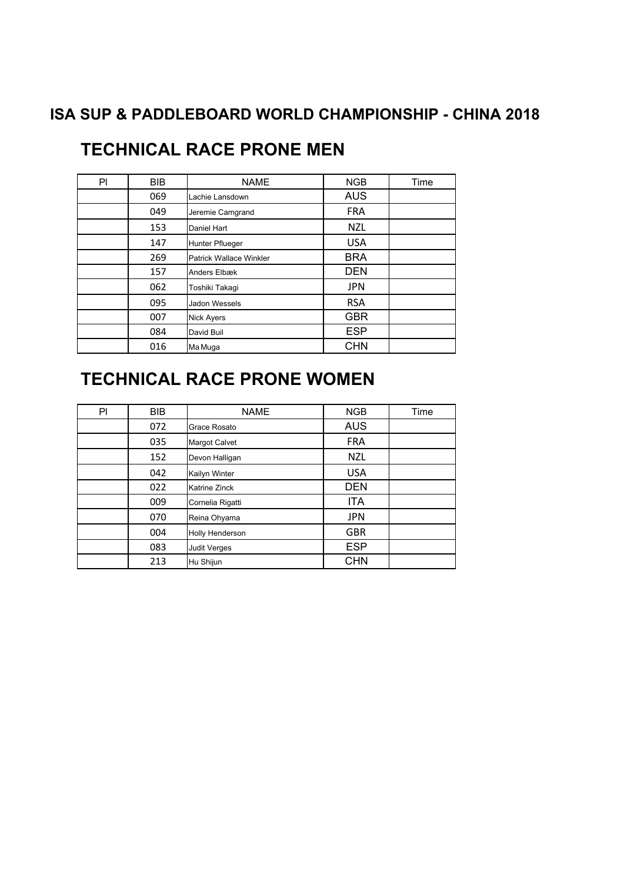# ISA SUP & PADDLEBOARD WORLD CHAMPIONSHIP - CHINA 2018

## TECHNICAL RACE PRONE MEN

| Pl | BIB | NAME | NGB | Time |
|---|---|---|---|---|
| | 069 | Lachie Lansdown | AUS | |
| | 049 | Jeremie Camgrand | FRA | |
| | 153 | Daniel Hart | NZL | |
| | 147 | Hunter Pflueger | USA | |
| | 269 | Patrick Wallace Winkler | BRA | |
| | 157 | Anders Elbæk | DEN | |
| | 062 | Toshiki Takagi | JPN | |
| | 095 | Jadon Wessels | RSA | |
| | 007 | Nick Ayers | GBR | |
| | 084 | David Buil | ESP | |
| | 016 | Ma Muga | CHN | |

## TECHNICAL RACE PRONE WOMEN

| Pl | BIB | NAME | NGB | Time |
|---|---|---|---|---|
| | 072 | Grace Rosato | AUS | |
| | 035 | Margot Calvet | FRA | |
| | 152 | Devon Halligan | NZL | |
| | 042 | Kailyn Winter | USA | |
| | 022 | Katrine Zinck | DEN | |
| | 009 | Cornelia Rigatti | ITA | |
| | 070 | Reina Ohyama | JPN | |
| | 004 | Holly Henderson | GBR | |
| | 083 | Judit Verges | ESP | |
| | 213 | Hu Shijun | CHN | |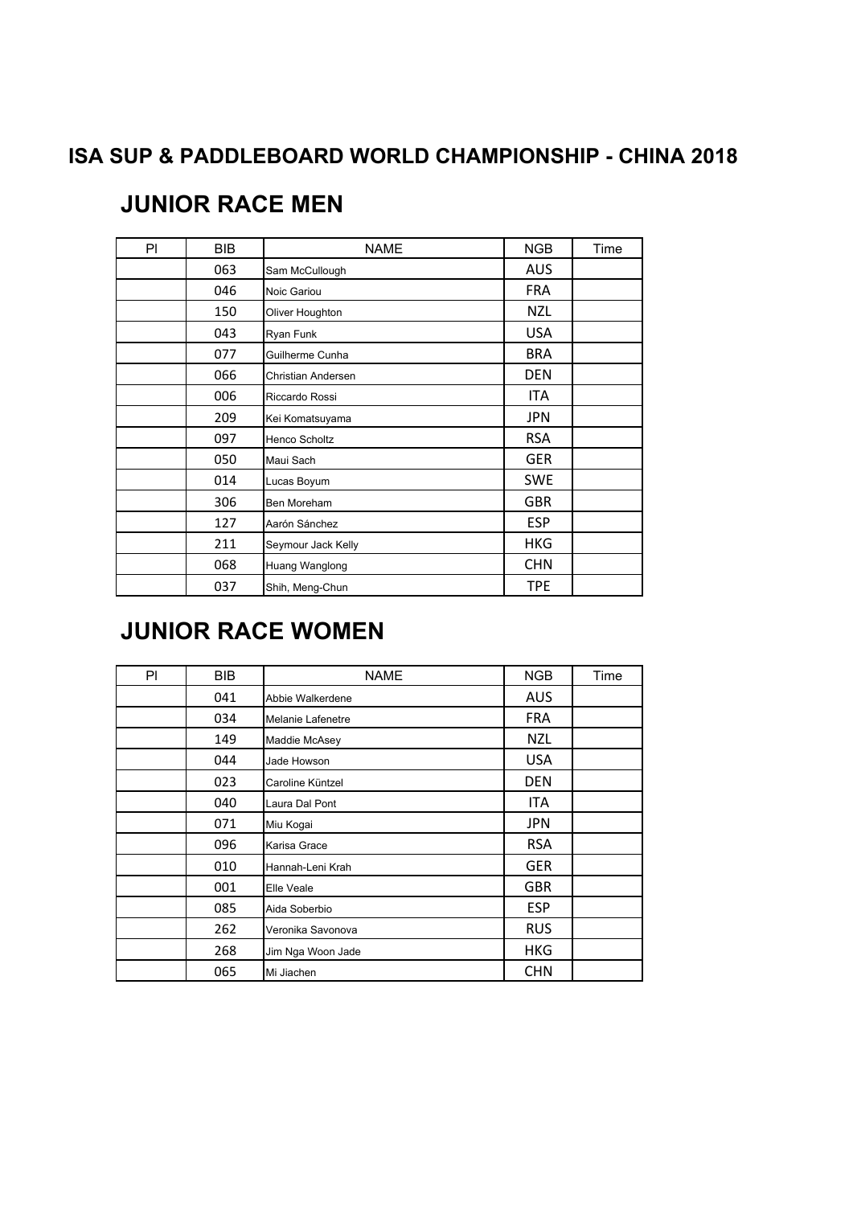## ISA SUP & PADDLEBOARD WORLD CHAMPIONSHIP - CHINA 2018

### JUNIOR RACE MEN

| Pl | BIB | NAME | NGB | Time |
|---|---|---|---|---|
| | 063 | Sam McCullough | AUS | |
| | 046 | Noic Gariou | FRA | |
| | 150 | Oliver Houghton | NZL | |
| | 043 | Ryan Funk | USA | |
| | 077 | Guilherme Cunha | BRA | |
| | 066 | Christian Andersen | DEN | |
| | 006 | Riccardo Rossi | ITA | |
| | 209 | Kei Komatsuyama | JPN | |
| | 097 | Henco Scholtz | RSA | |
| | 050 | Maui Sach | GER | |
| | 014 | Lucas Boyum | SWE | |
| | 306 | Ben Moreham | GBR | |
| | 127 | Aarón Sánchez | ESP | |
| | 211 | Seymour Jack Kelly | HKG | |
| | 068 | Huang Wanglong | CHN | |
| | 037 | Shih, Meng-Chun | TPE | |

### JUNIOR RACE WOMEN

| Pl | BIB | NAME | NGB | Time |
|---|---|---|---|---|
| | 041 | Abbie Walkerdene | AUS | |
| | 034 | Melanie Lafenetre | FRA | |
| | 149 | Maddie McAsey | NZL | |
| | 044 | Jade Howson | USA | |
| | 023 | Caroline Küntzel | DEN | |
| | 040 | Laura Dal Pont | ITA | |
| | 071 | Miu Kogai | JPN | |
| | 096 | Karisa Grace | RSA | |
| | 010 | Hannah-Leni Krah | GER | |
| | 001 | Elle Veale | GBR | |
| | 085 | Aida Soberbio | ESP | |
| | 262 | Veronika Savonova | RUS | |
| | 268 | Jim Nga Woon Jade | HKG | |
| | 065 | Mi Jiachen | CHN | |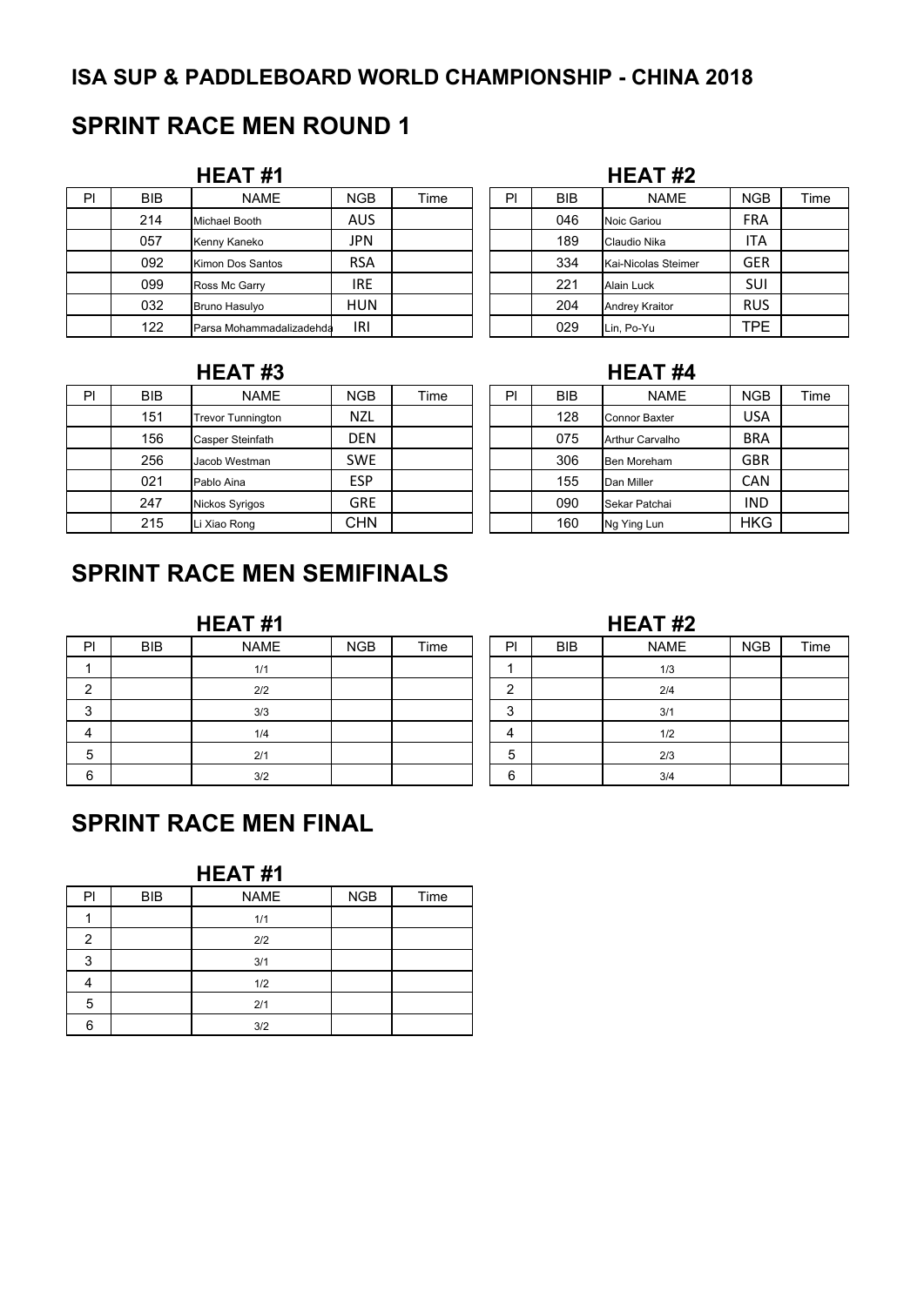## ISA SUP & PADDLEBOARD WORLD CHAMPIONSHIP - CHINA 2018

## SPRINT RACE MEN ROUND 1

### HEAT #1

| Pl | BIB | NAME | NGB | Time |
|---|---|---|---|---|
| | 214 | Michael Booth | AUS | |
| | 057 | Kenny Kaneko | JPN | |
| | 092 | Kimon Dos Santos | RSA | |
| | 099 | Ross Mc Garry | IRE | |
| | 032 | Bruno Hasulyo | HUN | |
| | 122 | Parsa Mohammadalizadehda | IRI | |

### HEAT #2

| Pl | BIB | NAME | NGB | Time |
|---|---|---|---|---|
| | 046 | Noic Gariou | FRA | |
| | 189 | Claudio Nika | ITA | |
| | 334 | Kai-Nicolas Steimer | GER | |
| | 221 | Alain Luck | SUI | |
| | 204 | Andrey Kraitor | RUS | |
| | 029 | Lin, Po-Yu | TPE | |

### HEAT #3

| Pl | BIB | NAME | NGB | Time |
|---|---|---|---|---|
| | 151 | Trevor Tunnington | NZL | |
| | 156 | Casper Steinfath | DEN | |
| | 256 | Jacob Westman | SWE | |
| | 021 | Pablo Aina | ESP | |
| | 247 | Nickos Syrigos | GRE | |
| | 215 | Li Xiao Rong | CHN | |

### HEAT #4

| Pl | BIB | NAME | NGB | Time |
|---|---|---|---|---|
| | 128 | Connor Baxter | USA | |
| | 075 | Arthur Carvalho | BRA | |
| | 306 | Ben Moreham | GBR | |
| | 155 | Dan Miller | CAN | |
| | 090 | Sekar Patchai | IND | |
| | 160 | Ng Ying Lun | HKG | |

## SPRINT RACE MEN SEMIFINALS

### HEAT #1

| Pl | BIB | NAME | NGB | Time |
|---|---|---|---|---|
| 1 | | 1/1 | | |
| 2 | | 2/2 | | |
| 3 | | 3/3 | | |
| 4 | | 1/4 | | |
| 5 | | 2/1 | | |
| 6 | | 3/2 | | |

### HEAT #2

| Pl | BIB | NAME | NGB | Time |
|---|---|---|---|---|
| 1 | | 1/3 | | |
| 2 | | 2/4 | | |
| 3 | | 3/1 | | |
| 4 | | 1/2 | | |
| 5 | | 2/3 | | |
| 6 | | 3/4 | | |

## SPRINT RACE MEN FINAL

### HEAT #1

| Pl | BIB | NAME | NGB | Time |
|---|---|---|---|---|
| 1 | | 1/1 | | |
| 2 | | 2/2 | | |
| 3 | | 3/1 | | |
| 4 | | 1/2 | | |
| 5 | | 2/1 | | |
| 6 | | 3/2 | | |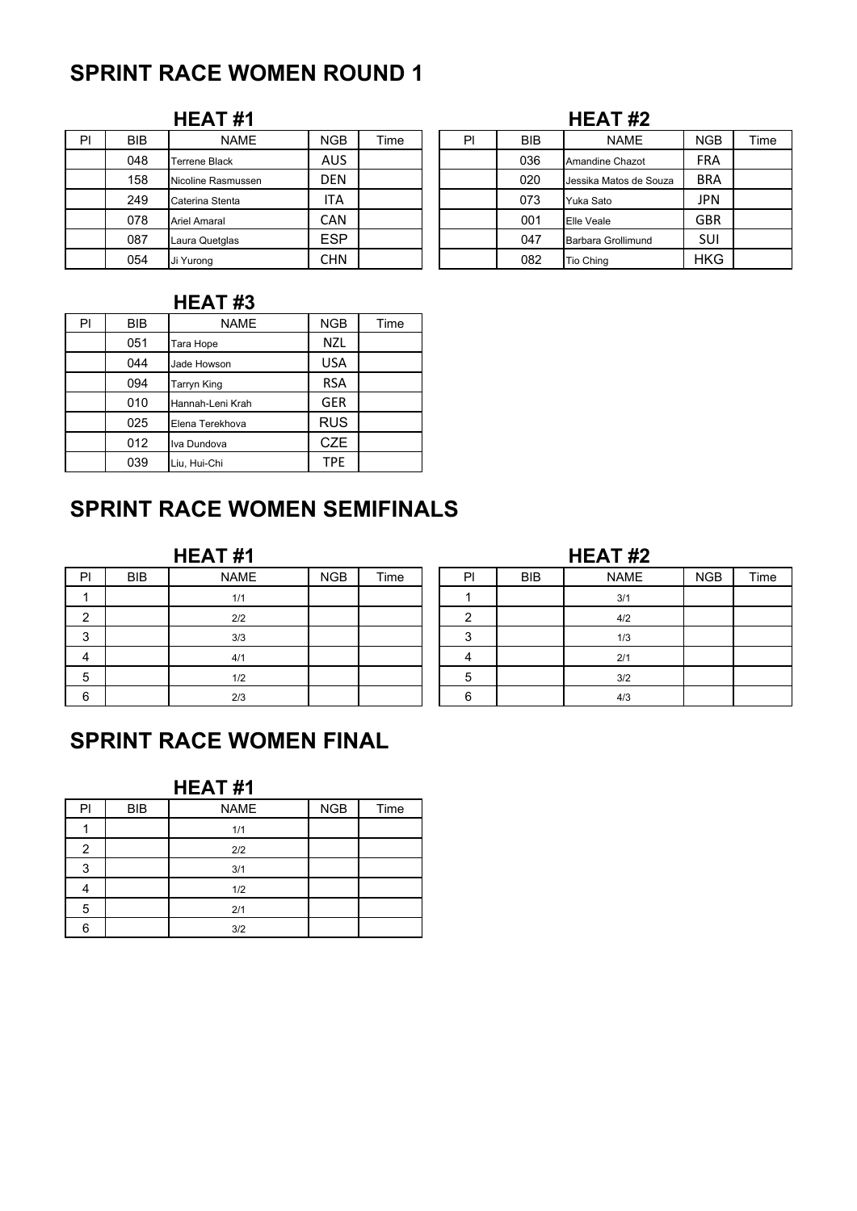## SPRINT RACE WOMEN ROUND 1

### HEAT #1

| Pl | BIB | NAME | NGB | Time |
|---|---|---|---|---|
| | 048 | Terrene Black | AUS | |
| | 158 | Nicoline Rasmussen | DEN | |
| | 249 | Caterina Stenta | ITA | |
| | 078 | Ariel Amaral | CAN | |
| | 087 | Laura Quetglas | ESP | |
| | 054 | Ji Yurong | CHN | |

### HEAT #2

| Pl | BIB | NAME | NGB | Time |
|---|---|---|---|---|
| | 036 | Amandine Chazot | FRA | |
| | 020 | Jessika Matos de Souza | BRA | |
| | 073 | Yuka Sato | JPN | |
| | 001 | Elle Veale | GBR | |
| | 047 | Barbara Grollimund | SUI | |
| | 082 | Tio Ching | HKG | |

### HEAT #3

| Pl | BIB | NAME | NGB | Time |
|---|---|---|---|---|
| | 051 | Tara Hope | NZL | |
| | 044 | Jade Howson | USA | |
| | 094 | Tarryn King | RSA | |
| | 010 | Hannah-Leni Krah | GER | |
| | 025 | Elena Terekhova | RUS | |
| | 012 | Iva Dundova | CZE | |
| | 039 | Liu, Hui-Chi | TPE | |

## SPRINT RACE WOMEN SEMIFINALS

### HEAT #1

| Pl | BIB | NAME | NGB | Time |
|---|---|---|---|---|
| 1 | | 1/1 | | |
| 2 | | 2/2 | | |
| 3 | | 3/3 | | |
| 4 | | 4/1 | | |
| 5 | | 1/2 | | |
| 6 | | 2/3 | | |

### HEAT #2

| Pl | BIB | NAME | NGB | Time |
|---|---|---|---|---|
| 1 | | 3/1 | | |
| 2 | | 4/2 | | |
| 3 | | 1/3 | | |
| 4 | | 2/1 | | |
| 5 | | 3/2 | | |
| 6 | | 4/3 | | |

## SPRINT RACE WOMEN FINAL

### HEAT #1

| Pl | BIB | NAME | NGB | Time |
|---|---|---|---|---|
| 1 | | 1/1 | | |
| 2 | | 2/2 | | |
| 3 | | 3/1 | | |
| 4 | | 1/2 | | |
| 5 | | 2/1 | | |
| 6 | | 3/2 | | |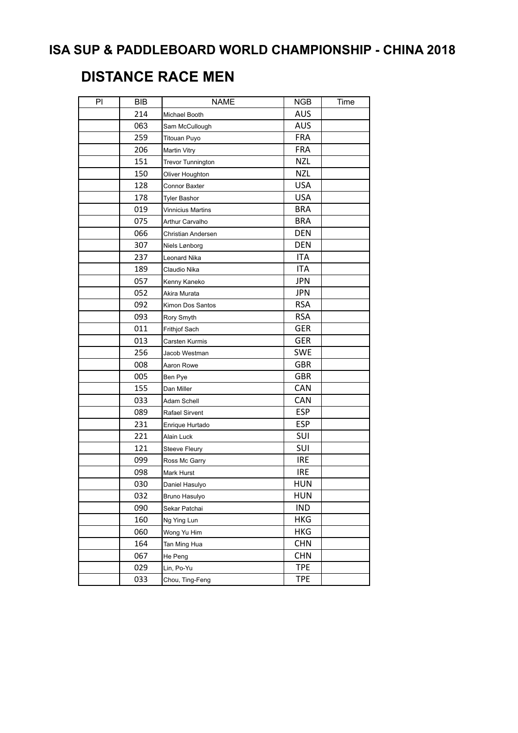# ISA SUP & PADDLEBOARD WORLD CHAMPIONSHIP - CHINA 2018

## DISTANCE RACE MEN

| Pl | BIB | NAME | NGB | Time |
|---|---|---|---|---|
| | 214 | Michael Booth | AUS | |
| | 063 | Sam McCullough | AUS | |
| | 259 | Titouan Puyo | FRA | |
| | 206 | Martin Vitry | FRA | |
| | 151 | Trevor Tunnington | NZL | |
| | 150 | Oliver Houghton | NZL | |
| | 128 | Connor Baxter | USA | |
| | 178 | Tyler Bashor | USA | |
| | 019 | Vinnicius Martins | BRA | |
| | 075 | Arthur Carvalho | BRA | |
| | 066 | Christian Andersen | DEN | |
| | 307 | Niels Lønborg | DEN | |
| | 237 | Leonard Nika | ITA | |
| | 189 | Claudio Nika | ITA | |
| | 057 | Kenny Kaneko | JPN | |
| | 052 | Akira Murata | JPN | |
| | 092 | Kimon Dos Santos | RSA | |
| | 093 | Rory Smyth | RSA | |
| | 011 | Frithjof Sach | GER | |
| | 013 | Carsten Kurmis | GER | |
| | 256 | Jacob Westman | SWE | |
| | 008 | Aaron Rowe | GBR | |
| | 005 | Ben Pye | GBR | |
| | 155 | Dan Miller | CAN | |
| | 033 | Adam Schell | CAN | |
| | 089 | Rafael Sirvent | ESP | |
| | 231 | Enrique Hurtado | ESP | |
| | 221 | Alain Luck | SUI | |
| | 121 | Steeve Fleury | SUI | |
| | 099 | Ross Mc Garry | IRE | |
| | 098 | Mark Hurst | IRE | |
| | 030 | Daniel Hasulyo | HUN | |
| | 032 | Bruno Hasulyo | HUN | |
| | 090 | Sekar Patchai | IND | |
| | 160 | Ng Ying Lun | HKG | |
| | 060 | Wong Yu Him | HKG | |
| | 164 | Tan Ming Hua | CHN | |
| | 067 | He Peng | CHN | |
| | 029 | Lin, Po-Yu | TPE | |
| | 033 | Chou, Ting-Feng | TPE | |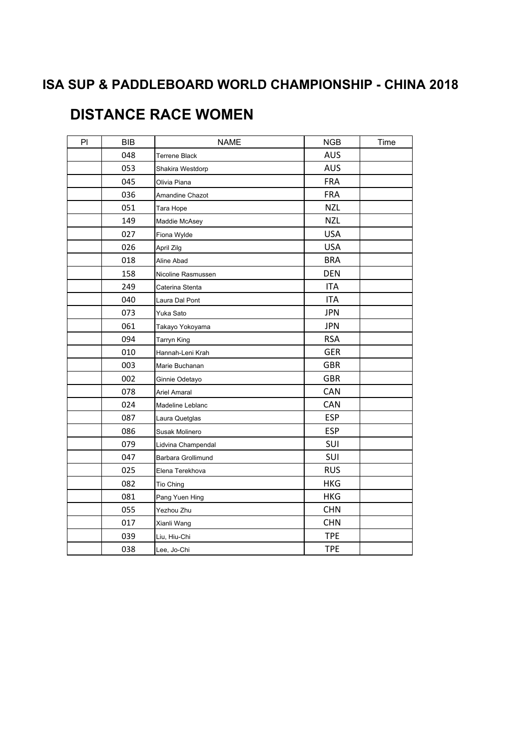# ISA SUP & PADDLEBOARD WORLD CHAMPIONSHIP - CHINA 2018

## DISTANCE RACE WOMEN

| Pl | BIB | NAME | NGB | Time |
|---|---|---|---|---|
| | 048 | Terrene Black | AUS | |
| | 053 | Shakira Westdorp | AUS | |
| | 045 | Olivia Piana | FRA | |
| | 036 | Amandine Chazot | FRA | |
| | 051 | Tara Hope | NZL | |
| | 149 | Maddie McAsey | NZL | |
| | 027 | Fiona Wylde | USA | |
| | 026 | April Zilg | USA | |
| | 018 | Aline Abad | BRA | |
| | 158 | Nicoline Rasmussen | DEN | |
| | 249 | Caterina Stenta | ITA | |
| | 040 | Laura Dal Pont | ITA | |
| | 073 | Yuka Sato | JPN | |
| | 061 | Takayo Yokoyama | JPN | |
| | 094 | Tarryn King | RSA | |
| | 010 | Hannah-Leni Krah | GER | |
| | 003 | Marie Buchanan | GBR | |
| | 002 | Ginnie Odetayo | GBR | |
| | 078 | Ariel Amaral | CAN | |
| | 024 | Madeline Leblanc | CAN | |
| | 087 | Laura Quetglas | ESP | |
| | 086 | Susak Molinero | ESP | |
| | 079 | Lidvina Champendal | SUI | |
| | 047 | Barbara Grollimund | SUI | |
| | 025 | Elena Terekhova | RUS | |
| | 082 | Tio Ching | HKG | |
| | 081 | Pang Yuen Hing | HKG | |
| | 055 | Yezhou Zhu | CHN | |
| | 017 | Xianli Wang | CHN | |
| | 039 | Liu, Hiu-Chi | TPE | |
| | 038 | Lee, Jo-Chi | TPE | |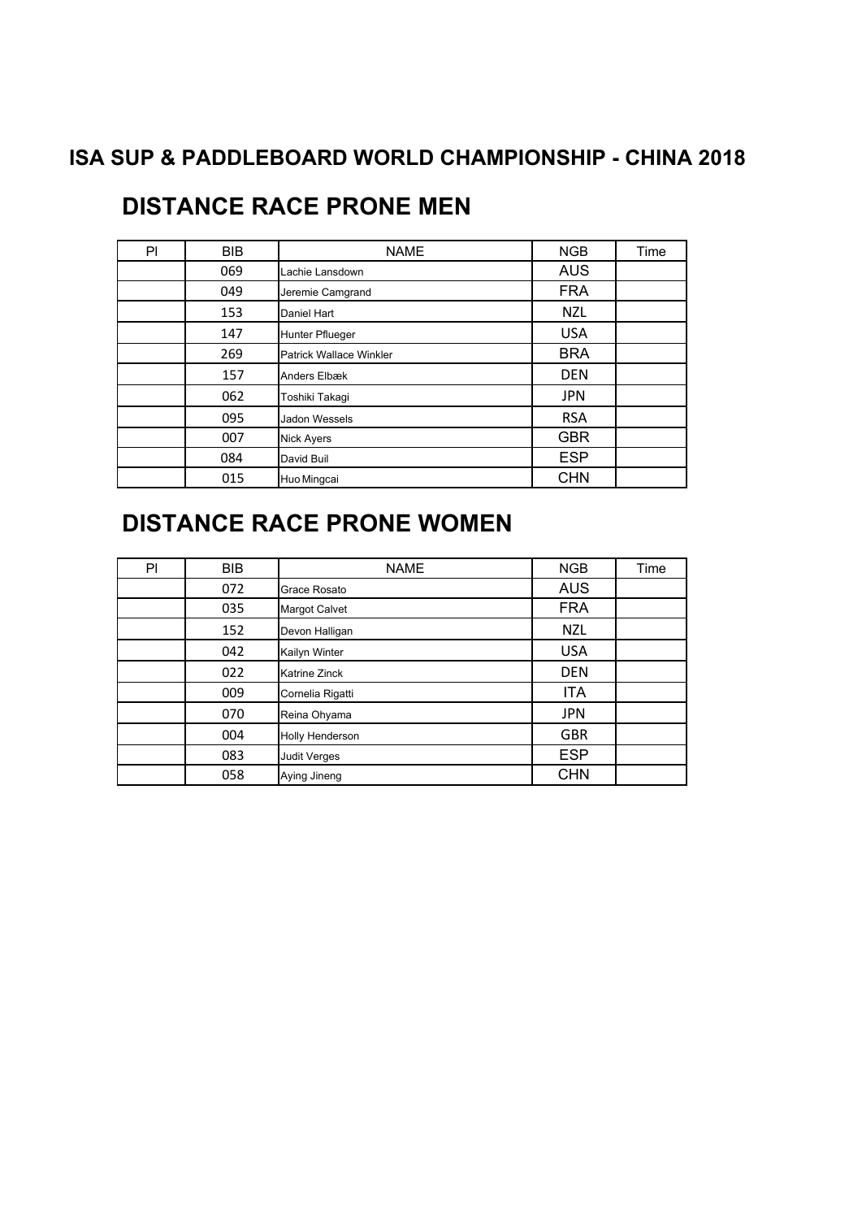# ISA SUP & PADDLEBOARD WORLD CHAMPIONSHIP - CHINA 2018

## DISTANCE RACE PRONE MEN

| Pl | BIB | NAME | NGB | Time |
|---|---|---|---|---|
| | 069 | Lachie Lansdown | AUS | |
| | 049 | Jeremie Camgrand | FRA | |
| | 153 | Daniel Hart | NZL | |
| | 147 | Hunter Pflueger | USA | |
| | 269 | Patrick Wallace Winkler | BRA | |
| | 157 | Anders Elbæk | DEN | |
| | 062 | Toshiki Takagi | JPN | |
| | 095 | Jadon Wessels | RSA | |
| | 007 | Nick Ayers | GBR | |
| | 084 | David Buil | ESP | |
| | 015 | Huo Mingcai | CHN | |

## DISTANCE RACE PRONE WOMEN

| Pl | BIB | NAME | NGB | Time |
|---|---|---|---|---|
| | 072 | Grace Rosato | AUS | |
| | 035 | Margot Calvet | FRA | |
| | 152 | Devon Halligan | NZL | |
| | 042 | Kailyn Winter | USA | |
| | 022 | Katrine Zinck | DEN | |
| | 009 | Cornelia Rigatti | ITA | |
| | 070 | Reina Ohyama | JPN | |
| | 004 | Holly Henderson | GBR | |
| | 083 | Judit Verges | ESP | |
| | 058 | Aying Jineng | CHN | |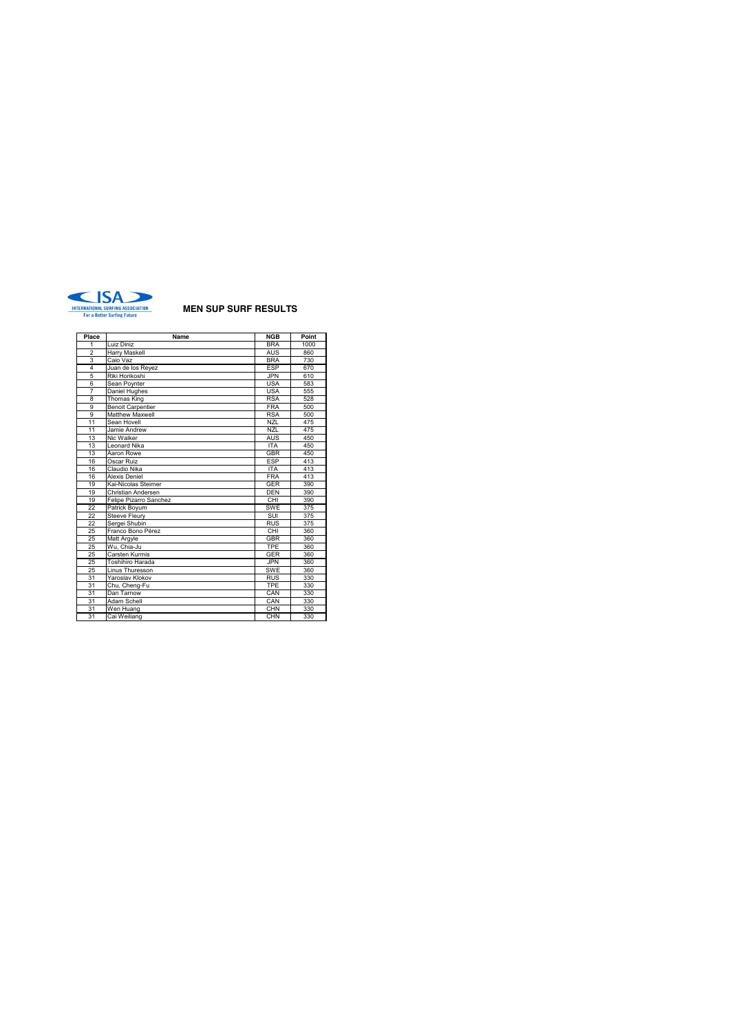INTERNATIONAL SURFING ASSOCIATION
For a Better Surfing Future

## MEN SUP SURF RESULTS

| Place | Name | NGB | Point |
|---|---|---|---|
| 1 | Luiz Diniz | BRA | 1000 |
| 2 | Harry Maskell | AUS | 860 |
| 3 | Caio Vaz | BRA | 730 |
| 4 | Juan de los Reyez | ESP | 670 |
| 5 | Riki Horikoshi | JPN | 610 |
| 6 | Sean Poynter | USA | 583 |
| 7 | Daniel Hughes | USA | 555 |
| 8 | Thomas King | RSA | 528 |
| 9 | Benoit Carpentier | FRA | 500 |
| 9 | Matthew Maxwell | RSA | 500 |
| 11 | Sean Hovell | NZL | 475 |
| 11 | Jamie Andrew | NZL | 475 |
| 13 | Nic Walker | AUS | 450 |
| 13 | Leonard Nika | ITA | 450 |
| 13 | Aaron Rowe | GBR | 450 |
| 16 | Oscar Ruiz | ESP | 413 |
| 16 | Claudio Nika | ITA | 413 |
| 16 | Alexis Deniel | FRA | 413 |
| 19 | Kai-Nicolas Steimer | GER | 390 |
| 19 | Christian Andersen | DEN | 390 |
| 19 | Felipe Pizarro Sanchez | CHI | 390 |
| 22 | Patrick Boyum | SWE | 375 |
| 22 | Steeve Fleury | SUI | 375 |
| 22 | Sergei Shubin | RUS | 375 |
| 25 | Franco Bono Pérez | CHI | 360 |
| 25 | Matt Argyle | GBR | 360 |
| 25 | Wu, Chia-Ju | TPE | 360 |
| 25 | Carsten Kurmis | GER | 360 |
| 25 | Toshihiro Harada | JPN | 360 |
| 25 | Linus Thuresson | SWE | 360 |
| 31 | Yaroslav Klokov | RUS | 330 |
| 31 | Chu, Cheng-Fu | TPE | 330 |
| 31 | Dan Tarnow | CAN | 330 |
| 31 | Adam Schell | CAN | 330 |
| 31 | Wen Huang | CHN | 330 |
| 31 | Cai Weiliang | CHN | 330 |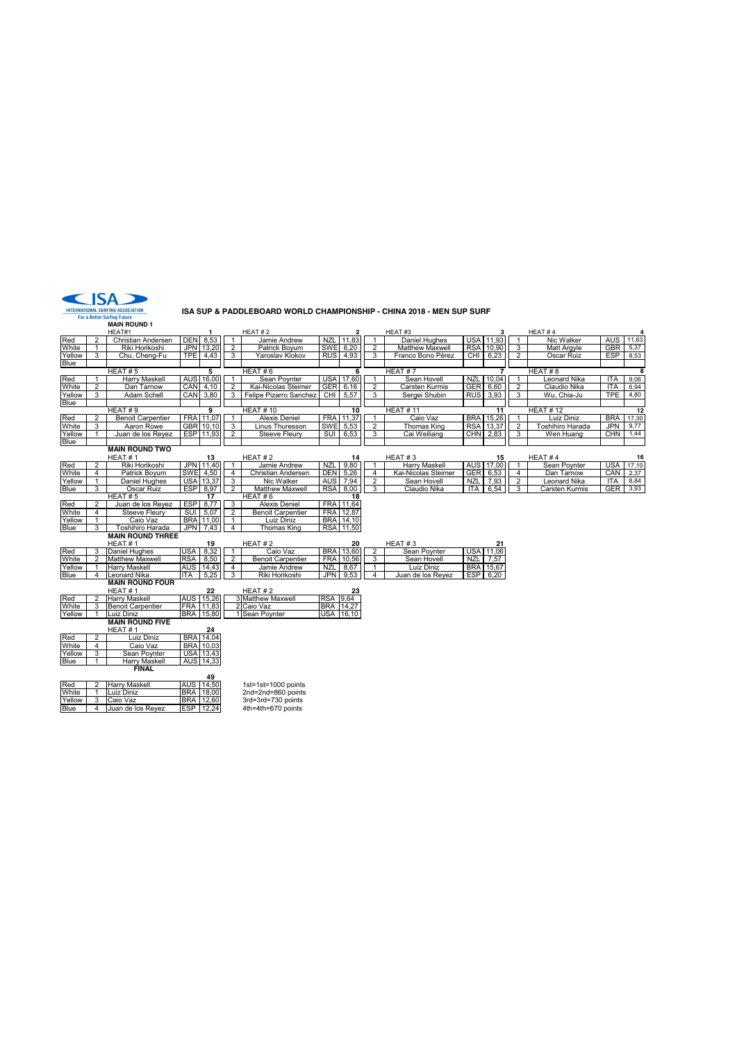INTERNATIONAL SURFING ASSOCIATION
For a Better Surfing Future

# ISA SUP & PADDLEBOARD WORLD CHAMPIONSHIP - CHINA 2018 - MEN SUP SURF

## MAIN ROUND 1

| | | HEAT#1 | | 1 | | HEAT # 2 | | 2 | | HEAT#3 | | 3 | | HEAT # 4 | | 4 |
|---|---|---|---|---|---|---|---|---|---|---|---|---|---|---|---|---|
| Red | 2 | Christian Andersen | DEN | 8,53 | 1 | Jamie Andrew | NZL | 11,83 | 1 | Daniel Hughes | USA | 11,93 | 1 | Nic Walker | AUS | 11,63 |
| White | 1 | Riki Horikoshi | JPN | 13,20 | 2 | Patrick Boyum | SWE | 6,20 | 2 | Matthew Maxwell | RSA | 10,90 | 3 | Matt Argyle | GBR | 5,37 |
| Yellow | 3 | Chu, Cheng-Fu | TPE | 4,43 | 3 | Yaroslav Klokov | RUS | 4,93 | 3 | Franco Bono Pérez | CHI | 6,23 | 2 | Oscar Ruiz | ESP | 8,53 |
| Blue | | | | | | | | | | | | | | | | |
| | | HEAT # 5 | | 5 | | HEAT # 6 | | 6 | | HEAT # 7 | | 7 | | HEAT # 8 | | 8 |
| Red | 1 | Harry Maskell | AUS | 16,00 | 1 | Sean Poynter | USA | 17,60 | 1 | Sean Hovell | NZL | 10,04 | 1 | Leonard Nika | ITA | 9,06 |
| White | 2 | Dan Tarnow | CAN | 4,10 | 2 | Kai-Nicolas Steimer | GER | 6,16 | 2 | Carsten Kurmis | GER | 6,60 | 2 | Claudio Nika | ITA | 6,94 |
| Yellow | 3 | Adam Schell | CAN | 3,80 | 3 | Felipe Pizarro Sanchez | CHI | 5,57 | 3 | Sergei Shubin | RUS | 3,93 | 3 | Wu, Chia-Ju | TPE | 4,80 |
| Blue | | | | | | | | | | | | | | | | |
| | | HEAT # 9 | | 9 | | HEAT # 10 | | 10 | | HEAT # 11 | | 11 | | HEAT # 12 | | 12 |
| Red | 2 | Benoit Carpentier | FRA | 11,07 | 1 | Alexis Deniel | FRA | 11,37 | 1 | Caio Vaz | BRA | 15,26 | 1 | Luiz Diniz | BRA | 17,30 |
| White | 3 | Aaron Rowe | GBR | 10,10 | 3 | Linus Thuresson | SWE | 5,53 | 2 | Thomas King | RSA | 13,37 | 2 | Toshihiro Harada | JPN | 9,77 |
| Yellow | 1 | Juan de los Reyez | ESP | 11,93 | 2 | Steeve Fleury | SUI | 6,53 | 3 | Cai Weiliang | CHN | 2,83 | 3 | Wen Huang | CHN | 1,44 |
| Blue | | | | | | | | | | | | | | | | |

## MAIN ROUND TWO

| | | HEAT # 1 | | 13 | | HEAT # 2 | | 14 | | HEAT # 3 | | 15 | | HEAT # 4 | | 16 |
|---|---|---|---|---|---|---|---|---|---|---|---|---|---|---|---|---|
| Red | 2 | Riki Horikoshi | JPN | 11,40 | 1 | Jamie Andrew | NZL | 9,80 | 1 | Harry Maskell | AUS | 17,00 | 1 | Sean Poynter | USA | 17,10 |
| White | 4 | Patrick Boyum | SWE | 4,50 | 4 | Christian Andersen | DEN | 5,26 | 4 | Kai-Nicolas Steimer | GER | 6,53 | 4 | Dan Tarnow | CAN | 2,37 |
| Yellow | 1 | Daniel Hughes | USA | 13,37 | 3 | Nic Walker | AUS | 7,94 | 2 | Sean Hovell | NZL | 7,93 | 2 | Leonard Nika | ITA | 8,84 |
| Blue | 3 | Oscar Ruiz | ESP | 8,97 | 2 | Matthew Maxwell | RSA | 8,00 | 3 | Claudio Nika | ITA | 6,54 | 3 | Carsten Kurmis | GER | 3,93 |
| | | HEAT # 5 | | 17 | | HEAT # 6 | | 18 | | | | | | | | |
| Red | 2 | Juan de los Reyez | ESP | 8,77 | 3 | Alexis Deniel | FRA | 11,64 | | | | | | | | |
| White | 4 | Steeve Fleury | SUI | 5,07 | 2 | Benoit Carpentier | FRA | 12,87 | | | | | | | | |
| Yellow | 1 | Caio Vaz | BRA | 11,00 | 1 | Luiz Diniz | BRA | 14,10 | | | | | | | | |
| Blue | 3 | Toshihiro Harada | JPN | 7,43 | 4 | Thomas King | RSA | 11,50 | | | | | | | | |

## MAIN ROUND THREE

| | | HEAT # 1 | | 19 | | HEAT # 2 | | 20 | | HEAT # 3 | | 21 |
|---|---|---|---|---|---|---|---|---|---|---|---|---|
| Red | 3 | Daniel Hughes | USA | 8,32 | 1 | Caio Vaz | BRA | 13,60 | 2 | Sean Poynter | USA | 11,06 |
| White | 2 | Matthew Maxwell | RSA | 8,50 | 2 | Benoit Carpentier | FRA | 10,56 | 3 | Sean Hovell | NZL | 7,57 |
| Yellow | 1 | Harry Maskell | AUS | 14,43 | 4 | Jamie Andrew | NZL | 8,67 | 1 | Luiz Diniz | BRA | 15,67 |
| Blue | 4 | Leonard Nika | ITA | 5,25 | 3 | Riki Horikoshi | JPN | 9,53 | 4 | Juan de los Reyez | ESP | 6,20 |

## MAIN ROUND FOUR

| | | HEAT # 1 | | 22 | | HEAT # 2 | | 23 |
|---|---|---|---|---|---|---|---|---|
| Red | 2 | Harry Maskell | AUS | 15,26 | 3 | Matthew Maxwell | RSA | 9,64 |
| White | 3 | Benoit Carpentier | FRA | 11,83 | 2 | Caio Vaz | BRA | 14,27 |
| Yellow | 1 | Luiz Diniz | BRA | 15,80 | 1 | Sean Poynter | USA | 16,10 |

## MAIN ROUND FIVE

| | | HEAT # 1 | | 24 |
|---|---|---|---|---|
| Red | 2 | Luiz Diniz | BRA | 14,04 |
| White | 4 | Caio Vaz | BRA | 10,03 |
| Yellow | 3 | Sean Poynter | USA | 13,43 |
| Blue | 1 | Harry Maskell | AUS | 14,33 |

## FINAL

| | | | | 49 |
|---|---|---|---|---|
| Red | 2 | Harry Maskell | AUS | 14,50 |
| White | 1 | Luiz Diniz | BRA | 18,00 |
| Yellow | 3 | Caio Vaz | BRA | 12,60 |
| Blue | 4 | Juan de los Reyez | ESP | 12,24 |

1st=1st=1000 points
2nd=2nd=860 points
3rd=3rd=730 points
4th=4th=670 points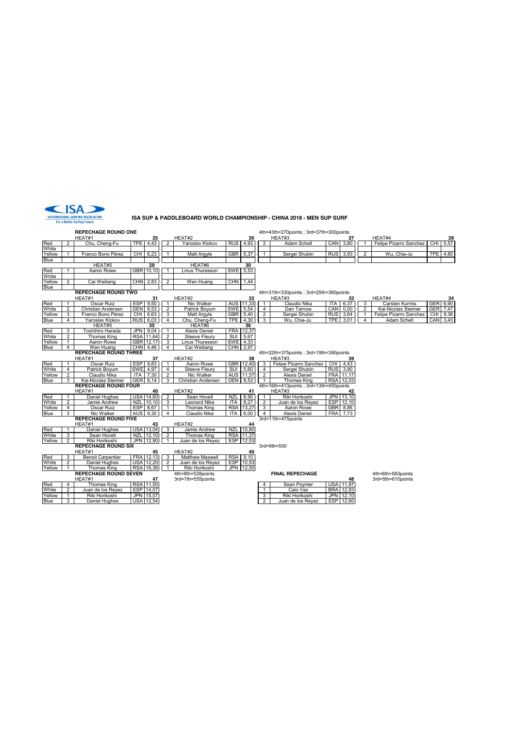INTERNATIONAL SURFING ASSOCIATION
For a Better Surfing Future

# ISA SUP & PADDLEBOARD WORLD CHAMPIONSHIP - CHINA 2018 - MEN SUP SURF

## REPECHAGE ROUND ONE

4th=43th=270points ; 3rd=37th=300points

**HEAT#1 (25)**

| Color | Place | Name | Country | Score |
|---|---|---|---|---|
| Red | 2 | Chu, Cheng-Fu | TPE | 4,43 |
| White | | | | |
| Yellow | 1 | Franco Bono Pérez | CHI | 6,23 |
| Blue | | | | |

**HEAT#2 (26)**

| Color | Place | Name | Country | Score |
|---|---|---|---|---|
| Red | 2 | Yaroslav Klokov | RUS | 4,93 |
| White | | | | |
| Yellow | 1 | Matt Argyle | GBR | 5,37 |
| Blue | | | | |

**HEAT#3 (27)**

| Color | Place | Name | Country | Score |
|---|---|---|---|---|
| Red | 2 | Adam Schell | CAN | 3,80 |
| White | | | | |
| Yellow | 1 | Sergei Shubin | RUS | 3,93 |
| Blue | | | | |

**HEAT#4 (28)**

| Color | Place | Name | Country | Score |
|---|---|---|---|---|
| Red | 1 | Felipe Pizarro Sanchez | CHI | 5,57 |
| White | | | | |
| Yellow | 2 | Wu, Chia-Ju | TPE | 4,80 |
| Blue | | | | |

**HEAT#5 (29)**

| Color | Place | Name | Country | Score |
|---|---|---|---|---|
| Red | 1 | Aaron Rowe | GBR | 10,10 |
| White | | | | |
| Yellow | 2 | Cai Weiliang | CHN | 2,83 |
| Blue | | | | |

**HEAT#6 (30)**

| Color | Place | Name | Country | Score |
|---|---|---|---|---|
| Red | 1 | Linus Thuresson | SWE | 5,53 |
| White | | | | |
| Yellow | 2 | Wen Huang | CHN | 1,44 |
| Blue | | | | |

## REPECHAGE ROUND TWO

4th=31th=330points ; 3rd=25th=360points

**HEAT#1 (31)**

| Color | Place | Name | Country | Score |
|---|---|---|---|---|
| Red | 1 | Oscar Ruiz | ESP | 9,50 |
| White | 2 | Christian Andersen | DEN | 8,53 |
| Yellow | 3 | Franco Bono Pérez | CHI | 6,63 |
| Blue | 4 | Yaroslav Klokov | RUS | 6,03 |

**HEAT#2 (32)**

| Color | Place | Name | Country | Score |
|---|---|---|---|---|
| Red | 1 | Nic Walker | AUS | 11,33 |
| White | 2 | Patrick Boyum | SWE | 5,54 |
| Yellow | 3 | Matt Argyle | GBR | 5,40 |
| Blue | 4 | Chu, Cheng-Fu | TPE | 4,30 |

**HEAT#3 (33)**

| Color | Place | Name | Country | Score |
|---|---|---|---|---|
| Red | 1 | Claudio Nika | ITA | 6,37 |
| White | 4 | Dan Tarnow | CAN | 0,00 |
| Yellow | 2 | Sergei Shubin | RUS | 3,64 |
| Blue | 3 | Wu, Chia-Ju | TPE | 3,01 |

**HEAT#4 (34)**

| Color | Place | Name | Country | Score |
|---|---|---|---|---|
| Red | 3 | Carsten Kurmis | GER | 6,90 |
| White | 2 | Kai-Nicolas Steimer | GER | 7,47 |
| Yellow | 1 | Felipe Pizarro Sanchez | CHI | 9,36 |
| Blue | 4 | Adam Schell | CAN | 3,43 |

**HEAT#5 (35)**

| Color | Place | Name | Country | Score |
|---|---|---|---|---|
| Red | 3 | Toshihiro Harada | JPN | 9,04 |
| White | 2 | Thomas King | RSA | 11,64 |
| Yellow | 1 | Aaron Rowe | GBR | 12,17 |
| Blue | 4 | Wen Huang | CHN | 4,46 |

**HEAT#6 (36)**

| Color | Place | Name | Country | Score |
|---|---|---|---|---|
| Red | 1 | Alexis Deniel | FRA | 12,37 |
| White | 2 | Steeve Fleury | SUI | 5,67 |
| Yellow | 3 | Linus Thuresson | SWE | 4,33 |
| Blue | 4 | Cai Weiliang | CHN | 2,97 |

## REPECHAGE ROUND THREE

4th=22th=375points ; 3rd=19th=390points

**HEAT#1 (37)**

| Color | Place | Name | Country | Score |
|---|---|---|---|---|
| Red | 1 | Oscar Ruiz | ESP | 9,83 |
| White | 4 | Patrick Boyum | SWE | 4,97 |
| Yellow | 2 | Claudio Nika | ITA | 7,30 |
| Blue | 3 | Kai-Nicolas Steimer | GER | 6,14 |

**HEAT#2 (38)**

| Color | Place | Name | Country | Score |
|---|---|---|---|---|
| Red | 1 | Aaron Rowe | GBR | 12,40 |
| White | 4 | Steeve Fleury | SUI | 5,60 |
| Yellow | 2 | Nic Walker | AUS | 11,57 |
| Blue | 3 | Christian Andersen | DEN | 8,53 |

**HEAT#3 (39)**

| Color | Place | Name | Country | Score |
|---|---|---|---|---|
| Red | 3 | Felipe Pizarro Sanchez | CHI | 4,43 |
| White | 4 | Sergei Shubin | RUS | 3,90 |
| Yellow | 2 | Alexis Deniel | FRA | 11,17 |
| Blue | 1 | Thomas King | RSA | 12,03 |

## REPECHAGE ROUND FOUR

4th=16th=413points ; 3rd=13th=450points

**HEAT#1 (40)**

| Color | Place | Name | Country | Score |
|---|---|---|---|---|
| Red | 1 | Daniel Hughes | USA | 14,60 |
| White | 2 | Jamie Andrew | NZL | 10,10 |
| Yellow | 4 | Oscar Ruiz | ESP | 8,67 |
| Blue | 3 | Nic Walker | AUS | 9,30 |

**HEAT#2 (41)**

| Color | Place | Name | Country | Score |
|---|---|---|---|---|
| Red | 2 | Sean Hovell | NZL | 8,90 |
| White | 3 | Leonard Nika | ITA | 8,27 |
| Yellow | 1 | Thomas King | RSA | 13,27 |
| Blue | 4 | Claudio Nika | ITA | 6,00 |

**HEAT#3 (42)**

| Color | Place | Name | Country | Score |
|---|---|---|---|---|
| Red | 1 | Riki Horikoshi | JPN | 13,10 |
| White | 2 | Juan de los Reyez | ESP | 12,10 |
| Yellow | 3 | Aaron Rowe | GBR | 8,86 |
| Blue | 4 | Alexis Deniel | FRA | 7,73 |

## REPECHAGE ROUND FIVE

3rd=11th=475points

**HEAT#1 (43)**

| Color | Place | Name | Country | Score |
|---|---|---|---|---|
| Red | 1 | Daniel Hughes | USA | 13,04 |
| White | 3 | Sean Hovell | NZL | 12,10 |
| Yellow | 2 | Riki Horikoshi | JPN | 12,90 |

**HEAT#2 (44)**

| Color | Place | Name | Country | Score |
|---|---|---|---|---|
| Red | 3 | Jamie Andrew | NZL | 10,80 |
| White | 2 | Thomas King | RSA | 11,37 |
| Yellow | 1 | Juan de los Reyez | ESP | 12,53 |

## REPECHAGE ROUND SIX

3rd=9th=500

**HEAT#1 (45)**

| Color | Place | Name | Country | Score |
|---|---|---|---|---|
| Red | 3 | Benoit Carpentier | FRA | 12,13 |
| White | 2 | Daniel Hughes | USA | 12,20 |
| Yellow | 1 | Thomas King | RSA | 16,36 |

**HEAT#2 (46)**

| Color | Place | Name | Country | Score |
|---|---|---|---|---|
| Red | 3 | Matthew Maxwell | RSA | 9,10 |
| White | 2 | Juan de los Reyez | ESP | 10,53 |
| Yellow | 1 | Riki Horikoshi | JPN | 12,50 |

## REPECHAGE ROUND SEVEN

4th=8th=528points
3rd=7th=555points

**HEAT#1 (47)**

| Color | Place | Name | Country | Score |
|---|---|---|---|---|
| Red | 4 | Thomas King | RSA | 11,50 |
| White | 2 | Juan de los Reyez | ESP | 14,07 |
| Yellow | 1 | Riki Horikoshi | JPN | 15,07 |
| Blue | 3 | Daniel Hughes | USA | 12,54 |

## FINAL REPECHAGE

4th=6th=583points
3rd=5th=610points

**(48)**

| Color | Place | Name | Country | Score |
|---|---|---|---|---|
| Red | 4 | Sean Poynter | USA | 11,97 |
| White | 1 | Caio Vaz | BRA | 12,93 |
| Yellow | 3 | Riki Horikoshi | JPN | 12,10 |
| Blue | 2 | Juan de los Reyez | ESP | 12,60 |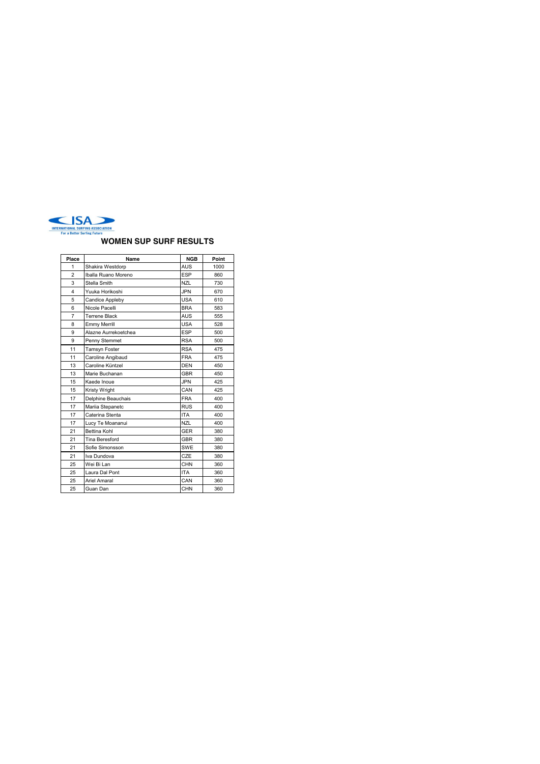INTERNATIONAL SURFING ASSOCIATION
For a Better Surfing Future

## WOMEN SUP SURF RESULTS

| Place | Name | NGB | Point |
|---|---|---|---|
| 1 | Shakira Westdorp | AUS | 1000 |
| 2 | Iballa Ruano Moreno | ESP | 860 |
| 3 | Stella Smith | NZL | 730 |
| 4 | Yuuka Horikoshi | JPN | 670 |
| 5 | Candice Appleby | USA | 610 |
| 6 | Nicole Pacelli | BRA | 583 |
| 7 | Terrene Black | AUS | 555 |
| 8 | Emmy Merrill | USA | 528 |
| 9 | Alazne Aurrekoetchea | ESP | 500 |
| 9 | Penny Stemmet | RSA | 500 |
| 11 | Tamsyn Foster | RSA | 475 |
| 11 | Caroline Angibaud | FRA | 475 |
| 13 | Caroline Küntzel | DEN | 450 |
| 13 | Marie Buchanan | GBR | 450 |
| 15 | Kaede Inoue | JPN | 425 |
| 15 | Kristy Wright | CAN | 425 |
| 17 | Delphine Beauchais | FRA | 400 |
| 17 | Mariia Stepanetc | RUS | 400 |
| 17 | Caterina Stenta | ITA | 400 |
| 17 | Lucy Te Moananui | NZL | 400 |
| 21 | Bettina Kohl | GER | 380 |
| 21 | Tina Beresford | GBR | 380 |
| 21 | Sofie Simonsson | SWE | 380 |
| 21 | Iva Dundova | CZE | 380 |
| 25 | Wei Bi Lan | CHN | 360 |
| 25 | Laura Dal Pont | ITA | 360 |
| 25 | Ariel Amaral | CAN | 360 |
| 25 | Guan Dan | CHN | 360 |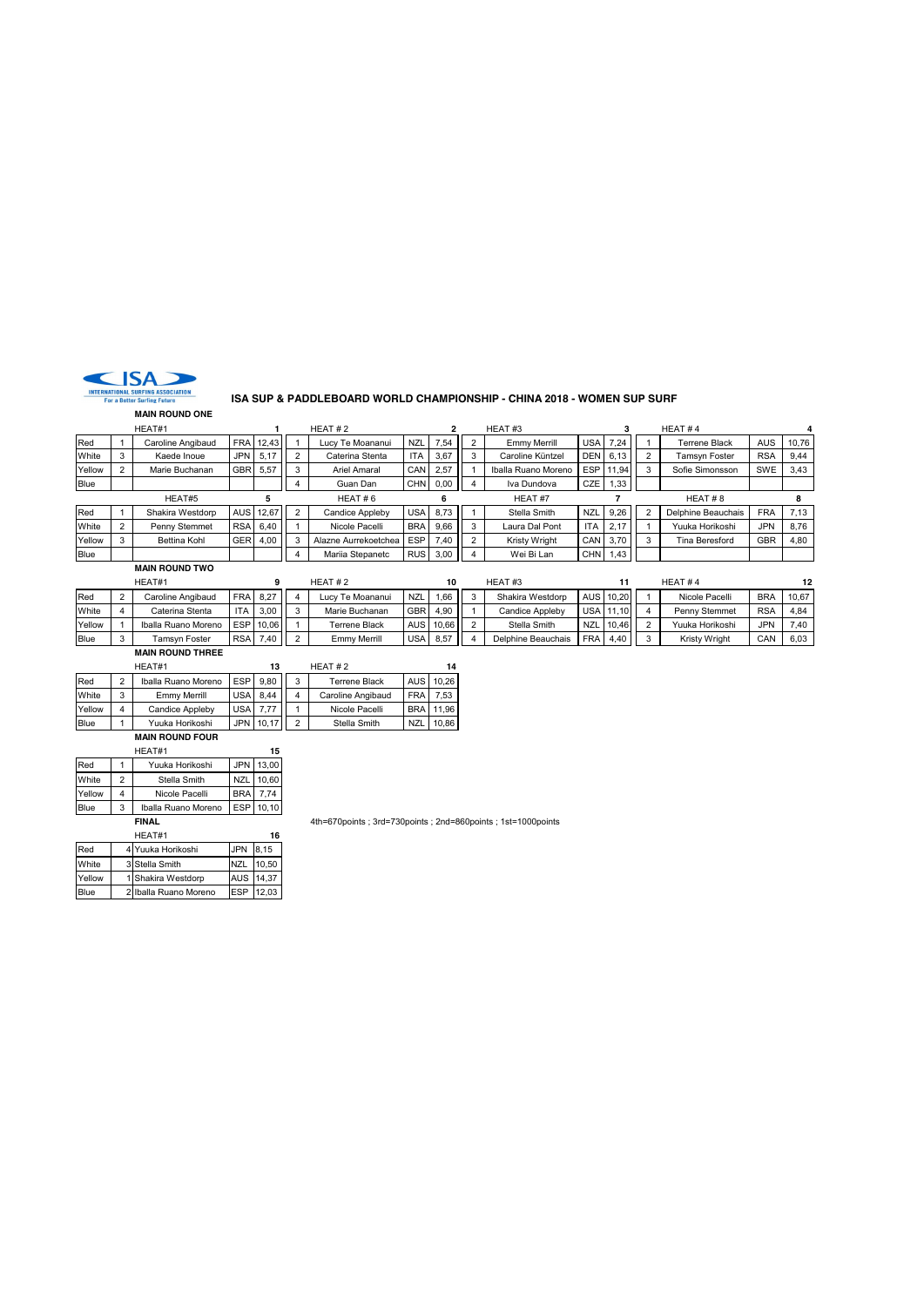INTERNATIONAL SURFING ASSOCIATION
For a Better Surfing Future

## ISA SUP & PADDLEBOARD WORLD CHAMPIONSHIP - CHINA 2018 - WOMEN SUP SURF

### MAIN ROUND ONE

| | | HEAT#1 | | 1 | | HEAT # 2 | | 2 | | HEAT #3 | | 3 | | HEAT # 4 | | 4 |
|---|---|---|---|---|---|---|---|---|---|---|---|---|---|---|---|---|
| Red | 1 | Caroline Angibaud | FRA | 12,43 | 1 | Lucy Te Moananui | NZL | 7,54 | 2 | Emmy Merrill | USA | 7,24 | 1 | Terrene Black | AUS | 10,76 |
| White | 3 | Kaede Inoue | JPN | 5,17 | 2 | Caterina Stenta | ITA | 3,67 | 3 | Caroline Küntzel | DEN | 6,13 | 2 | Tamsyn Foster | RSA | 9,44 |
| Yellow | 2 | Marie Buchanan | GBR | 5,57 | 3 | Ariel Amaral | CAN | 2,57 | 1 | Iballa Ruano Moreno | ESP | 11,94 | 3 | Sofie Simonsson | SWE | 3,43 |
| Blue | | | | | 4 | Guan Dan | CHN | 0,00 | 4 | Iva Dundova | CZE | 1,33 | | | | |

| | | HEAT#5 | | 5 | | HEAT # 6 | | 6 | | HEAT #7 | | 7 | | HEAT # 8 | | 8 |
|---|---|---|---|---|---|---|---|---|---|---|---|---|---|---|---|---|
| Red | 1 | Shakira Westdorp | AUS | 12,67 | 2 | Candice Appleby | USA | 8,73 | 1 | Stella Smith | NZL | 9,26 | 2 | Delphine Beauchais | FRA | 7,13 |
| White | 2 | Penny Stemmet | RSA | 6,40 | 1 | Nicole Pacelli | BRA | 9,66 | 3 | Laura Dal Pont | ITA | 2,17 | 1 | Yuuka Horikoshi | JPN | 8,76 |
| Yellow | 3 | Bettina Kohl | GER | 4,00 | 3 | Alazne Aurrekoetchea | ESP | 7,40 | 2 | Kristy Wright | CAN | 3,70 | 3 | Tina Beresford | GBR | 4,80 |
| Blue | | | | | 4 | Mariia Stepanetc | RUS | 3,00 | 4 | Wei Bi Lan | CHN | 1,43 | | | | |

### MAIN ROUND TWO

| | | HEAT#1 | | 9 | | HEAT # 2 | | 10 | | HEAT #3 | | 11 | | HEAT # 4 | | 12 |
|---|---|---|---|---|---|---|---|---|---|---|---|---|---|---|---|---|
| Red | 2 | Caroline Angibaud | FRA | 8,27 | 4 | Lucy Te Moananui | NZL | 1,66 | 3 | Shakira Westdorp | AUS | 10,20 | 1 | Nicole Pacelli | BRA | 10,67 |
| White | 4 | Caterina Stenta | ITA | 3,00 | 3 | Marie Buchanan | GBR | 4,90 | 1 | Candice Appleby | USA | 11,10 | 4 | Penny Stemmet | RSA | 4,84 |
| Yellow | 1 | Iballa Ruano Moreno | ESP | 10,06 | 1 | Terrene Black | AUS | 10,66 | 2 | Stella Smith | NZL | 10,46 | 2 | Yuuka Horikoshi | JPN | 7,40 |
| Blue | 3 | Tamsyn Foster | RSA | 7,40 | 2 | Emmy Merrill | USA | 8,57 | 4 | Delphine Beauchais | FRA | 4,40 | 3 | Kristy Wright | CAN | 6,03 |

### MAIN ROUND THREE

| | | HEAT#1 | | 13 | | HEAT # 2 | | 14 |
|---|---|---|---|---|---|---|---|---|
| Red | 2 | Iballa Ruano Moreno | ESP | 9,80 | 3 | Terrene Black | AUS | 10,26 |
| White | 3 | Emmy Merrill | USA | 8,44 | 4 | Caroline Angibaud | FRA | 7,53 |
| Yellow | 4 | Candice Appleby | USA | 7,77 | 1 | Nicole Pacelli | BRA | 11,96 |
| Blue | 1 | Yuuka Horikoshi | JPN | 10,17 | 2 | Stella Smith | NZL | 10,86 |

### MAIN ROUND FOUR

| | | HEAT#1 | | 15 |
|---|---|---|---|---|
| Red | 1 | Yuuka Horikoshi | JPN | 13,00 |
| White | 2 | Stella Smith | NZL | 10,60 |
| Yellow | 4 | Nicole Pacelli | BRA | 7,74 |
| Blue | 3 | Iballa Ruano Moreno | ESP | 10,10 |

### FINAL

4th=670points ; 3rd=730points ; 2nd=860points ; 1st=1000points

| | | HEAT#1 | | 16 |
|---|---|---|---|---|
| Red | 4 | Yuuka Horikoshi | JPN | 8,15 |
| White | 3 | Stella Smith | NZL | 10,50 |
| Yellow | 1 | Shakira Westdorp | AUS | 14,37 |
| Blue | 2 | Iballa Ruano Moreno | ESP | 12,03 |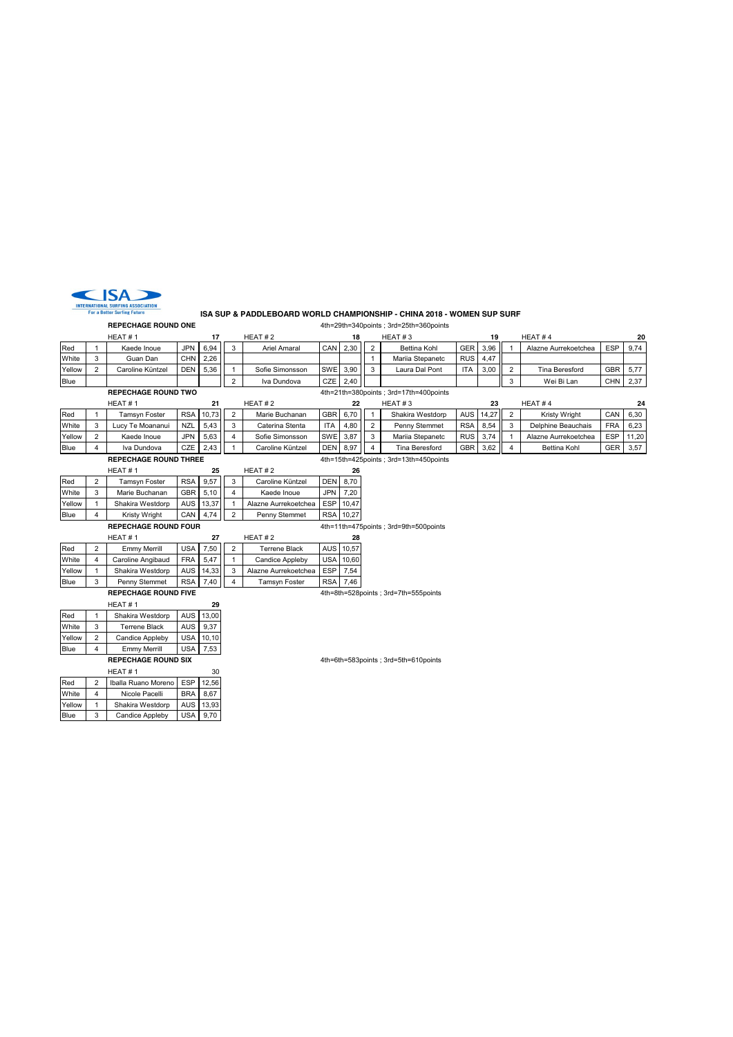ISA INTERNATIONAL SURFING ASSOCIATION For a Better Surfing Future

## ISA SUP & PADDLEBOARD WORLD CHAMPIONSHIP - CHINA 2018 - WOMEN SUP SURF

### REPECHAGE ROUND ONE

4th=29th=340points ; 3rd=25th=360points

| | | HEAT # 1 | | 17 | | HEAT # 2 | | 18 | | HEAT # 3 | | 19 | | HEAT # 4 | | 20 |
|---|---|---|---|---|---|---|---|---|---|---|---|---|---|---|---|---|
| Red | 1 | Kaede Inoue | JPN | 6,94 | 3 | Ariel Amaral | CAN | 2,30 | 2 | Bettina Kohl | GER | 3,96 | 1 | Alazne Aurrekoetchea | ESP | 9,74 |
| White | 3 | Guan Dan | CHN | 2,26 | | | | | 1 | Mariia Stepanetc | RUS | 4,47 | | | | |
| Yellow | 2 | Caroline Küntzel | DEN | 5,36 | 1 | Sofie Simonsson | SWE | 3,90 | 3 | Laura Dal Pont | ITA | 3,00 | 2 | Tina Beresford | GBR | 5,77 |
| Blue | | | | | 2 | Iva Dundova | CZE | 2,40 | | | | | 3 | Wei Bi Lan | CHN | 2,37 |

### REPECHAGE ROUND TWO

4th=21th=380points ; 3rd=17th=400points

| | | HEAT # 1 | | 21 | | HEAT # 2 | | 22 | | HEAT # 3 | | 23 | | HEAT # 4 | | 24 |
|---|---|---|---|---|---|---|---|---|---|---|---|---|---|---|---|---|
| Red | 1 | Tamsyn Foster | RSA | 10,73 | 2 | Marie Buchanan | GBR | 6,70 | 1 | Shakira Westdorp | AUS | 14,27 | 2 | Kristy Wright | CAN | 6,30 |
| White | 3 | Lucy Te Moananui | NZL | 5,43 | 3 | Caterina Stenta | ITA | 4,80 | 2 | Penny Stemmet | RSA | 8,54 | 3 | Delphine Beauchais | FRA | 6,23 |
| Yellow | 2 | Kaede Inoue | JPN | 5,63 | 4 | Sofie Simonsson | SWE | 3,87 | 3 | Mariia Stepanetc | RUS | 3,74 | 1 | Alazne Aurrekoetchea | ESP | 11,20 |
| Blue | 4 | Iva Dundova | CZE | 2,43 | 1 | Caroline Küntzel | DEN | 8,97 | 4 | Tina Beresford | GBR | 3,62 | 4 | Bettina Kohl | GER | 3,57 |

### REPECHAGE ROUND THREE

4th=15th=425points ; 3rd=13th=450points

| | | HEAT # 1 | | 25 | | HEAT # 2 | | 26 |
|---|---|---|---|---|---|---|---|---|
| Red | 2 | Tamsyn Foster | RSA | 9,57 | 3 | Caroline Küntzel | DEN | 8,70 |
| White | 3 | Marie Buchanan | GBR | 5,10 | 4 | Kaede Inoue | JPN | 7,20 |
| Yellow | 1 | Shakira Westdorp | AUS | 13,37 | 1 | Alazne Aurrekoetchea | ESP | 10,47 |
| Blue | 4 | Kristy Wright | CAN | 4,74 | 2 | Penny Stemmet | RSA | 10,27 |

### REPECHAGE ROUND FOUR

4th=11th=475points ; 3rd=9th=500points

| | | HEAT # 1 | | 27 | | HEAT # 2 | | 28 |
|---|---|---|---|---|---|---|---|---|
| Red | 2 | Emmy Merrill | USA | 7,50 | 2 | Terrene Black | AUS | 10,57 |
| White | 4 | Caroline Angibaud | FRA | 5,47 | 1 | Candice Appleby | USA | 10,60 |
| Yellow | 1 | Shakira Westdorp | AUS | 14,33 | 3 | Alazne Aurrekoetchea | ESP | 7,54 |
| Blue | 3 | Penny Stemmet | RSA | 7,40 | 4 | Tamsyn Foster | RSA | 7,46 |

### REPECHAGE ROUND FIVE

4th=8th=528points ; 3rd=7th=555points

| | | HEAT # 1 | | 29 |
|---|---|---|---|---|
| Red | 1 | Shakira Westdorp | AUS | 13,00 |
| White | 3 | Terrene Black | AUS | 9,37 |
| Yellow | 2 | Candice Appleby | USA | 10,10 |
| Blue | 4 | Emmy Merrill | USA | 7,53 |

### REPECHAGE ROUND SIX

4th=6th=583points ; 3rd=5th=610points

| | | HEAT # 1 | | 30 |
|---|---|---|---|---|
| Red | 2 | Iballa Ruano Moreno | ESP | 12,56 |
| White | 4 | Nicole Pacelli | BRA | 8,67 |
| Yellow | 1 | Shakira Westdorp | AUS | 13,93 |
| Blue | 3 | Candice Appleby | USA | 9,70 |